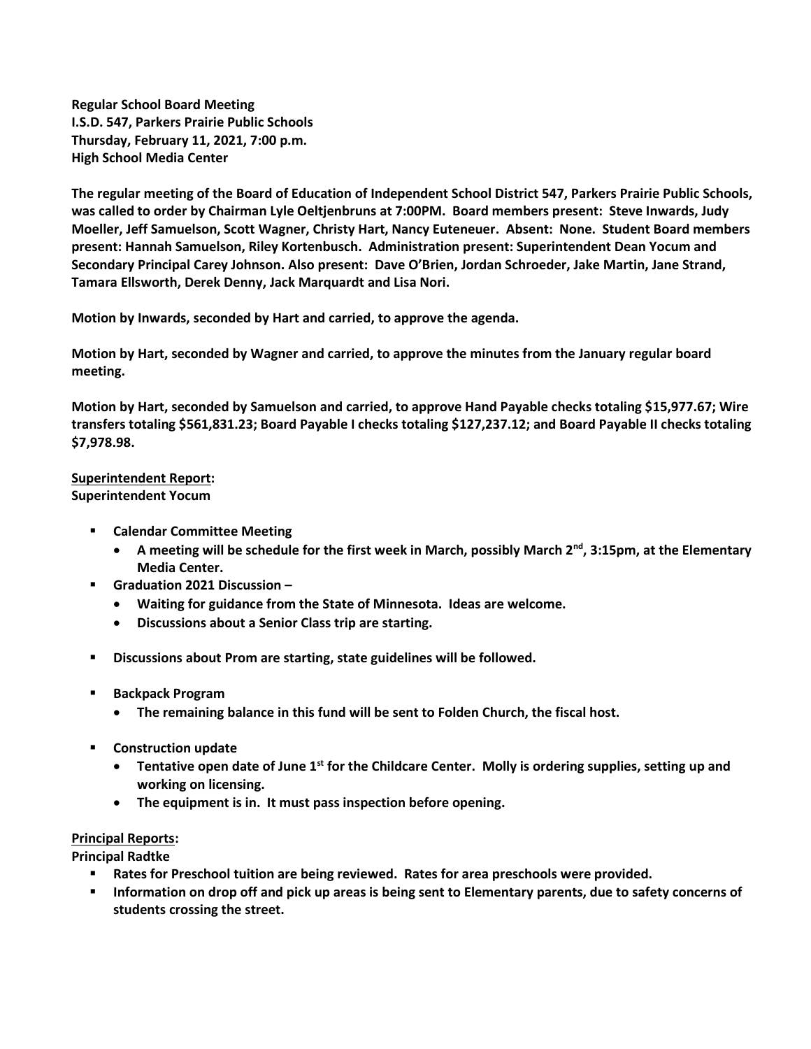**Regular School Board Meeting**
**I.S.D. 547, Parkers Prairie Public Schools**
**Thursday, February 11, 2021, 7:00 p.m.**
**High School Media Center**

**The regular meeting of the Board of Education of Independent School District 547, Parkers Prairie Public Schools, was called to order by Chairman Lyle Oeltjenbruns at 7:00PM. Board members present: Steve Inwards, Judy Moeller, Jeff Samuelson, Scott Wagner, Christy Hart, Nancy Euteneuer. Absent: None. Student Board members present: Hannah Samuelson, Riley Kortenbusch. Administration present: Superintendent Dean Yocum and Secondary Principal Carey Johnson. Also present: Dave O'Brien, Jordan Schroeder, Jake Martin, Jane Strand, Tamara Ellsworth, Derek Denny, Jack Marquardt and Lisa Nori.**

**Motion by Inwards, seconded by Hart and carried, to approve the agenda.**

**Motion by Hart, seconded by Wagner and carried, to approve the minutes from the January regular board meeting.**

**Motion by Hart, seconded by Samuelson and carried, to approve Hand Payable checks totaling $15,977.67; Wire transfers totaling $561,831.23; Board Payable I checks totaling $127,237.12; and Board Payable II checks totaling $7,978.98.**

**Superintendent Report:**
**Superintendent Yocum**

- **Calendar Committee Meeting**
  - **A meeting will be schedule for the first week in March, possibly March 2nd, 3:15pm, at the Elementary Media Center.**
- **Graduation 2021 Discussion –**
  - **Waiting for guidance from the State of Minnesota. Ideas are welcome.**
  - **Discussions about a Senior Class trip are starting.**
- **Discussions about Prom are starting, state guidelines will be followed.**
- **Backpack Program**
  - **The remaining balance in this fund will be sent to Folden Church, the fiscal host.**
- **Construction update**
  - **Tentative open date of June 1st for the Childcare Center. Molly is ordering supplies, setting up and working on licensing.**
  - **The equipment is in. It must pass inspection before opening.**

**Principal Reports:**
**Principal Radtke**

- **Rates for Preschool tuition are being reviewed. Rates for area preschools were provided.**
- **Information on drop off and pick up areas is being sent to Elementary parents, due to safety concerns of students crossing the street.**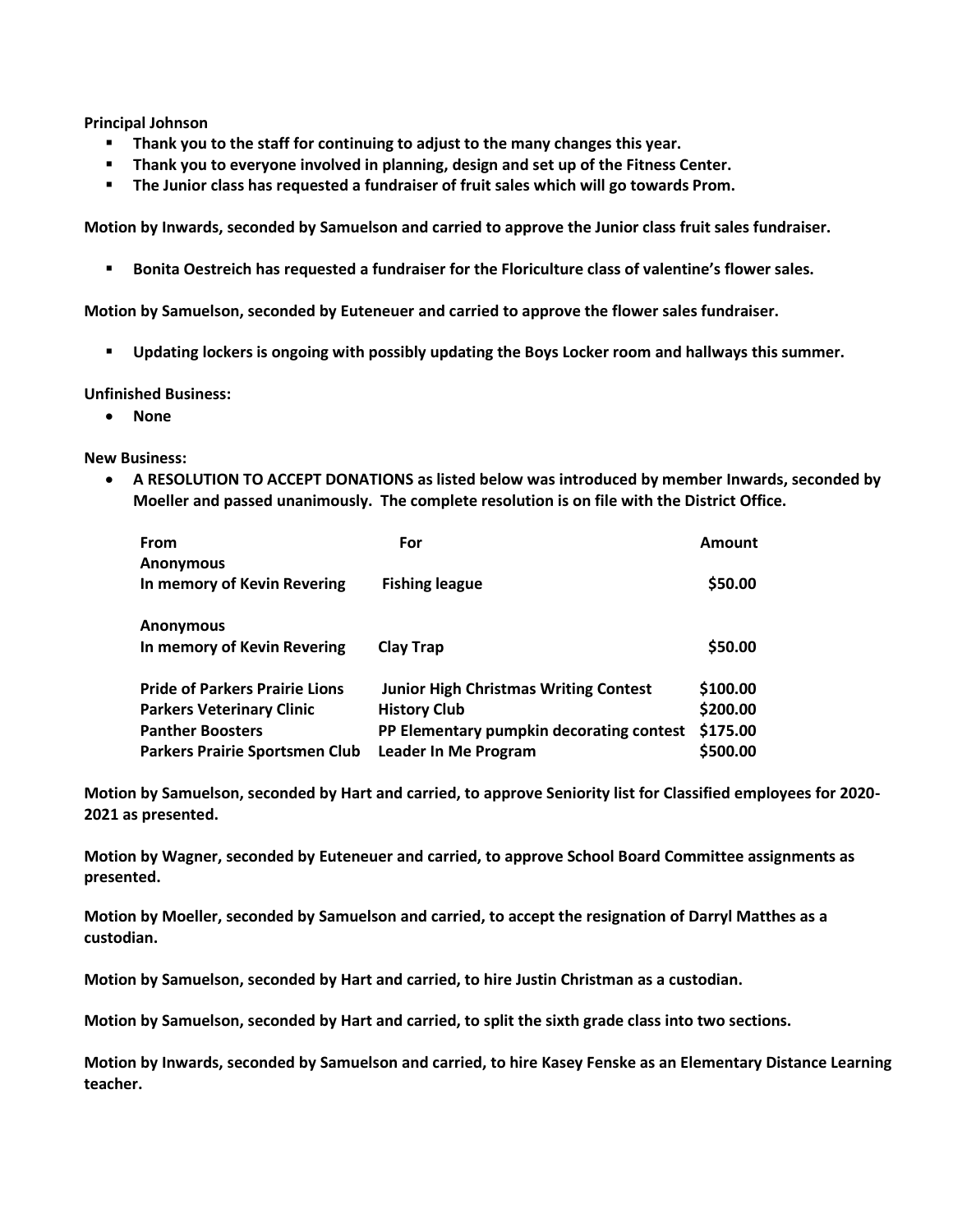**Principal Johnson**

- **Thank you to the staff for continuing to adjust to the many changes this year.**
- **Thank you to everyone involved in planning, design and set up of the Fitness Center.**
- **The Junior class has requested a fundraiser of fruit sales which will go towards Prom.**

**Motion by Inwards, seconded by Samuelson and carried to approve the Junior class fruit sales fundraiser.**

- **Bonita Oestreich has requested a fundraiser for the Floriculture class of valentine's flower sales.**

**Motion by Samuelson, seconded by Euteneuer and carried to approve the flower sales fundraiser.**

- **Updating lockers is ongoing with possibly updating the Boys Locker room and hallways this summer.**

**Unfinished Business:**

- **None**

**New Business:**

- **A RESOLUTION TO ACCEPT DONATIONS as listed below was introduced by member Inwards, seconded by Moeller and passed unanimously. The complete resolution is on file with the District Office.**

| From | For | Amount |
|---|---|---|
| Anonymous In memory of Kevin Revering | Fishing league | $50.00 |
| Anonymous In memory of Kevin Revering | Clay Trap | $50.00 |
| Pride of Parkers Prairie Lions | Junior High Christmas Writing Contest | $100.00 |
| Parkers Veterinary Clinic | History Club | $200.00 |
| Panther Boosters | PP Elementary pumpkin decorating contest | $175.00 |
| Parkers Prairie Sportsmen Club | Leader In Me Program | $500.00 |

**Motion by Samuelson, seconded by Hart and carried, to approve Seniority list for Classified employees for 2020-2021 as presented.**

**Motion by Wagner, seconded by Euteneuer and carried, to approve School Board Committee assignments as presented.**

**Motion by Moeller, seconded by Samuelson and carried, to accept the resignation of Darryl Matthes as a custodian.**

**Motion by Samuelson, seconded by Hart and carried, to hire Justin Christman as a custodian.**

**Motion by Samuelson, seconded by Hart and carried, to split the sixth grade class into two sections.**

**Motion by Inwards, seconded by Samuelson and carried, to hire Kasey Fenske as an Elementary Distance Learning teacher.**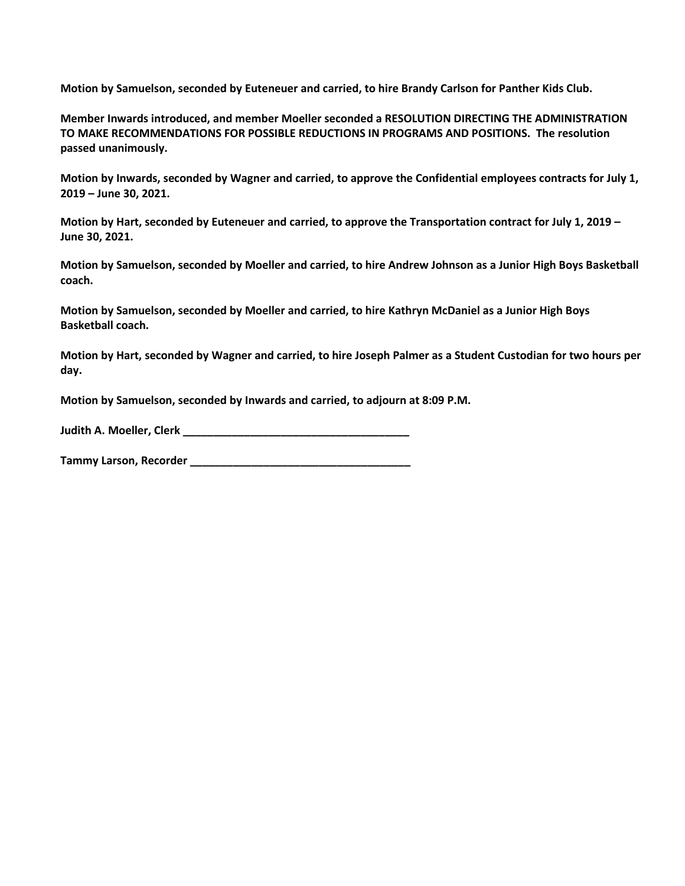**Motion by Samuelson, seconded by Euteneuer and carried, to hire Brandy Carlson for Panther Kids Club.**

**Member Inwards introduced, and member Moeller seconded a RESOLUTION DIRECTING THE ADMINISTRATION TO MAKE RECOMMENDATIONS FOR POSSIBLE REDUCTIONS IN PROGRAMS AND POSITIONS. The resolution passed unanimously.**

**Motion by Inwards, seconded by Wagner and carried, to approve the Confidential employees contracts for July 1, 2019 – June 30, 2021.**

**Motion by Hart, seconded by Euteneuer and carried, to approve the Transportation contract for July 1, 2019 – June 30, 2021.**

**Motion by Samuelson, seconded by Moeller and carried, to hire Andrew Johnson as a Junior High Boys Basketball coach.**

**Motion by Samuelson, seconded by Moeller and carried, to hire Kathryn McDaniel as a Junior High Boys Basketball coach.**

**Motion by Hart, seconded by Wagner and carried, to hire Joseph Palmer as a Student Custodian for two hours per day.**

**Motion by Samuelson, seconded by Inwards and carried, to adjourn at 8:09 P.M.**

**Judith A. Moeller, Clerk ____________________________________**

**Tammy Larson, Recorder ____________________________________**